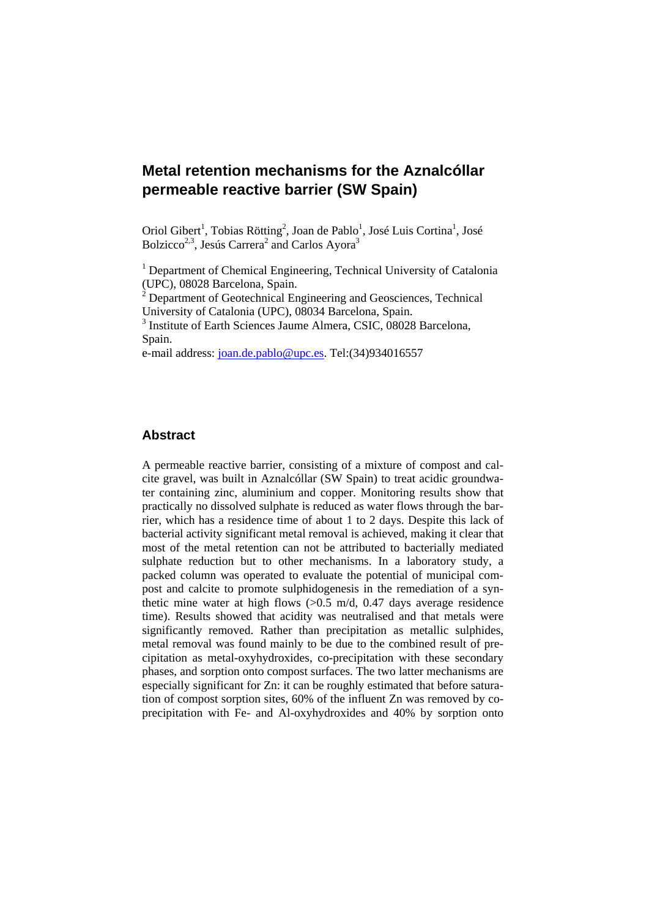# Metal retention mechanisms for the Aznalcóllar permeable reactive barrier (SW Spain)

Oriol Gibert[1], Tobias Rötting[2], Joan de Pablo[1], José Luis Cortina[1], José Bolzicco[2,3], Jesús Carrera[2] and Carlos Ayora[3]

[1] Department of Chemical Engineering, Technical University of Catalonia (UPC), 08028 Barcelona, Spain.
[2] Department of Geotechnical Engineering and Geosciences, Technical University of Catalonia (UPC), 08034 Barcelona, Spain.
[3] Institute of Earth Sciences Jaume Almera, CSIC, 08028 Barcelona, Spain.
e-mail address: joan.de.pablo@upc.es. Tel:(34)934016557

## Abstract

A permeable reactive barrier, consisting of a mixture of compost and calcite gravel, was built in Aznalcóllar (SW Spain) to treat acidic groundwater containing zinc, aluminium and copper. Monitoring results show that practically no dissolved sulphate is reduced as water flows through the barrier, which has a residence time of about 1 to 2 days. Despite this lack of bacterial activity significant metal removal is achieved, making it clear that most of the metal retention can not be attributed to bacterially mediated sulphate reduction but to other mechanisms. In a laboratory study, a packed column was operated to evaluate the potential of municipal compost and calcite to promote sulphidogenesis in the remediation of a synthetic mine water at high flows (>0.5 m/d, 0.47 days average residence time). Results showed that acidity was neutralised and that metals were significantly removed. Rather than precipitation as metallic sulphides, metal removal was found mainly to be due to the combined result of precipitation as metal-oxyhydroxides, co-precipitation with these secondary phases, and sorption onto compost surfaces. The two latter mechanisms are especially significant for Zn: it can be roughly estimated that before saturation of compost sorption sites, 60% of the influent Zn was removed by co-precipitation with Fe- and Al-oxyhydroxides and 40% by sorption onto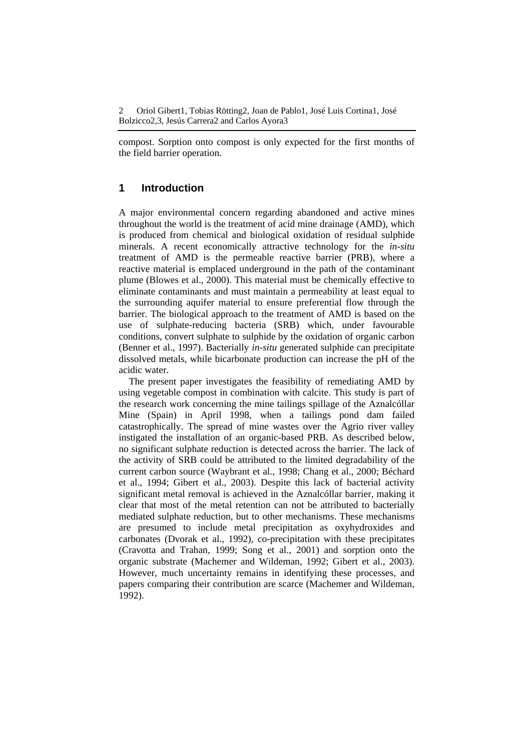compost. Sorption onto compost is only expected for the first months of the field barrier operation.

## 1 Introduction

A major environmental concern regarding abandoned and active mines throughout the world is the treatment of acid mine drainage (AMD), which is produced from chemical and biological oxidation of residual sulphide minerals. A recent economically attractive technology for the *in-situ* treatment of AMD is the permeable reactive barrier (PRB), where a reactive material is emplaced underground in the path of the contaminant plume (Blowes et al., 2000). This material must be chemically effective to eliminate contaminants and must maintain a permeability at least equal to the surrounding aquifer material to ensure preferential flow through the barrier. The biological approach to the treatment of AMD is based on the use of sulphate-reducing bacteria (SRB) which, under favourable conditions, convert sulphate to sulphide by the oxidation of organic carbon (Benner et al., 1997). Bacterially *in-situ* generated sulphide can precipitate dissolved metals, while bicarbonate production can increase the pH of the acidic water.

The present paper investigates the feasibility of remediating AMD by using vegetable compost in combination with calcite. This study is part of the research work concerning the mine tailings spillage of the Aznalcóllar Mine (Spain) in April 1998, when a tailings pond dam failed catastrophically. The spread of mine wastes over the Agrio river valley instigated the installation of an organic-based PRB. As described below, no significant sulphate reduction is detected across the barrier. The lack of the activity of SRB could be attributed to the limited degradability of the current carbon source (Waybrant et al., 1998; Chang et al., 2000; Béchard et al., 1994; Gibert et al., 2003). Despite this lack of bacterial activity significant metal removal is achieved in the Aznalcóllar barrier, making it clear that most of the metal retention can not be attributed to bacterially mediated sulphate reduction, but to other mechanisms. These mechanisms are presumed to include metal precipitation as oxyhydroxides and carbonates (Dvorak et al., 1992), co-precipitation with these precipitates (Cravotta and Trahan, 1999; Song et al., 2001) and sorption onto the organic substrate (Machemer and Wildeman, 1992; Gibert et al., 2003). However, much uncertainty remains in identifying these processes, and papers comparing their contribution are scarce (Machemer and Wildeman, 1992).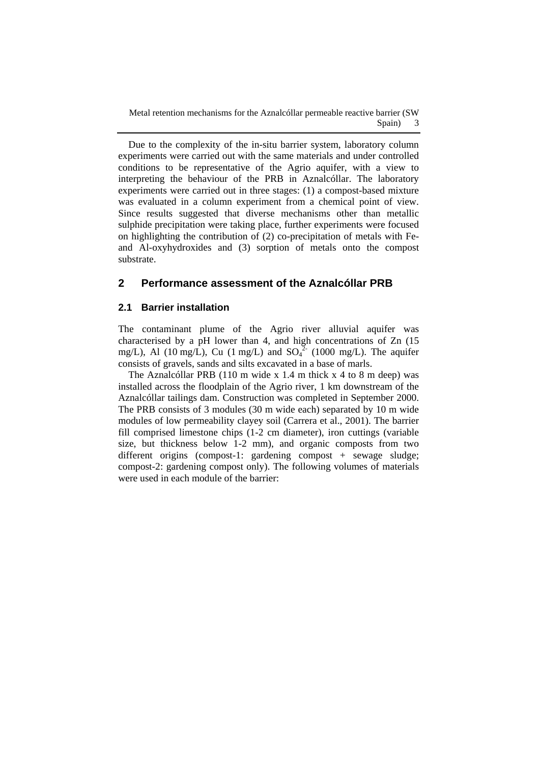Due to the complexity of the in-situ barrier system, laboratory column experiments were carried out with the same materials and under controlled conditions to be representative of the Agrio aquifer, with a view to interpreting the behaviour of the PRB in Aznalcóllar. The laboratory experiments were carried out in three stages: (1) a compost-based mixture was evaluated in a column experiment from a chemical point of view. Since results suggested that diverse mechanisms other than metallic sulphide precipitation were taking place, further experiments were focused on highlighting the contribution of (2) co-precipitation of metals with Fe- and Al-oxyhydroxides and (3) sorption of metals onto the compost substrate.

## 2 Performance assessment of the Aznalcóllar PRB

### 2.1 Barrier installation

The contaminant plume of the Agrio river alluvial aquifer was characterised by a pH lower than 4, and high concentrations of Zn (15 mg/L), Al (10 mg/L), Cu (1 mg/L) and $SO_4^{2-}$ (1000 mg/L). The aquifer consists of gravels, sands and silts excavated in a base of marls.

The Aznalcóllar PRB (110 m wide x 1.4 m thick x 4 to 8 m deep) was installed across the floodplain of the Agrio river, 1 km downstream of the Aznalcóllar tailings dam. Construction was completed in September 2000. The PRB consists of 3 modules (30 m wide each) separated by 10 m wide modules of low permeability clayey soil (Carrera et al., 2001). The barrier fill comprised limestone chips (1-2 cm diameter), iron cuttings (variable size, but thickness below 1-2 mm), and organic composts from two different origins (compost-1: gardening compost + sewage sludge; compost-2: gardening compost only). The following volumes of materials were used in each module of the barrier: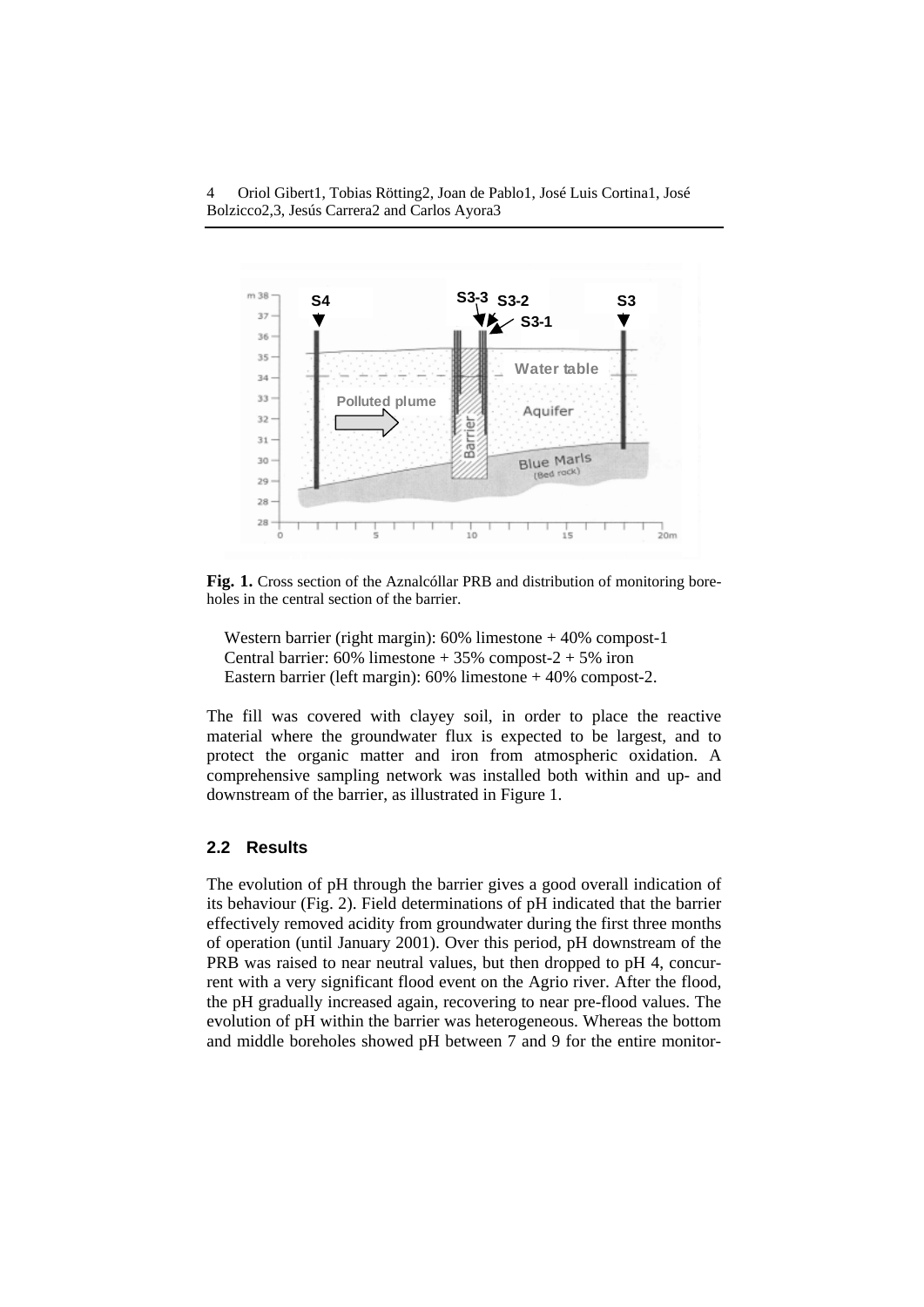**Fig. 1.** Cross section of the Aznalcóllar PRB and distribution of monitoring boreholes in the central section of the barrier.

Western barrier (right margin): 60% limestone + 40% compost-1
Central barrier: 60% limestone + 35% compost-2 + 5% iron
Eastern barrier (left margin): 60% limestone + 40% compost-2.

The fill was covered with clayey soil, in order to place the reactive material where the groundwater flux is expected to be largest, and to protect the organic matter and iron from atmospheric oxidation. A comprehensive sampling network was installed both within and up- and downstream of the barrier, as illustrated in Figure 1.

### 2.2 Results

The evolution of pH through the barrier gives a good overall indication of its behaviour (Fig. 2). Field determinations of pH indicated that the barrier effectively removed acidity from groundwater during the first three months of operation (until January 2001). Over this period, pH downstream of the PRB was raised to near neutral values, but then dropped to pH 4, concurrent with a very significant flood event on the Agrio river. After the flood, the pH gradually increased again, recovering to near pre-flood values. The evolution of pH within the barrier was heterogeneous. Whereas the bottom and middle boreholes showed pH between 7 and 9 for the entire monitor-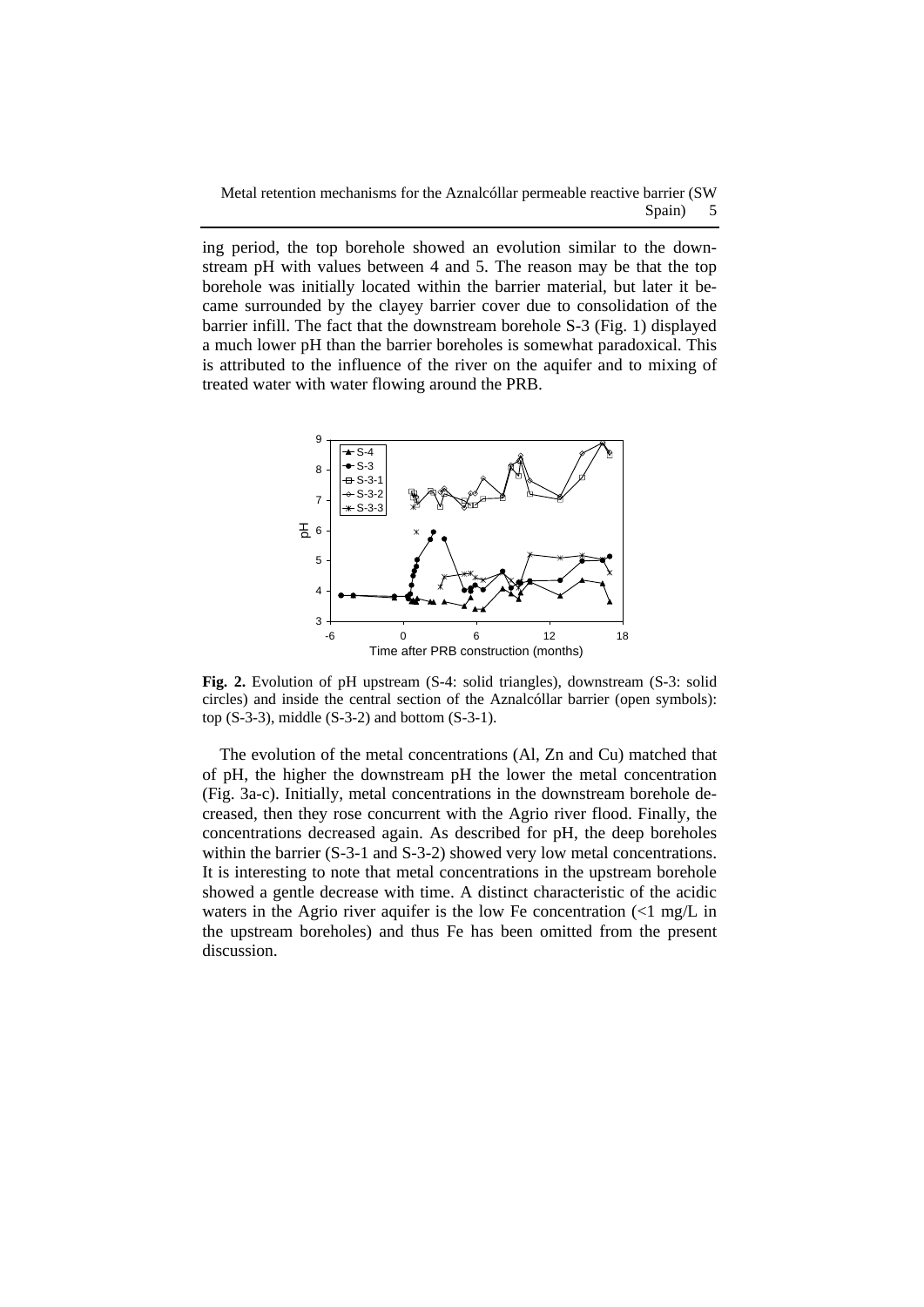ing period, the top borehole showed an evolution similar to the downstream pH with values between 4 and 5. The reason may be that the top borehole was initially located within the barrier material, but later it became surrounded by the clayey barrier cover due to consolidation of the barrier infill. The fact that the downstream borehole S-3 (Fig. 1) displayed a much lower pH than the barrier boreholes is somewhat paradoxical. This is attributed to the influence of the river on the aquifer and to mixing of treated water with water flowing around the PRB.

**Fig. 2.** Evolution of pH upstream (S-4: solid triangles), downstream (S-3: solid circles) and inside the central section of the Aznalcóllar barrier (open symbols): top (S-3-3), middle (S-3-2) and bottom (S-3-1).

The evolution of the metal concentrations (Al, Zn and Cu) matched that of pH, the higher the downstream pH the lower the metal concentration (Fig. 3a-c). Initially, metal concentrations in the downstream borehole decreased, then they rose concurrent with the Agrio river flood. Finally, the concentrations decreased again. As described for pH, the deep boreholes within the barrier (S-3-1 and S-3-2) showed very low metal concentrations. It is interesting to note that metal concentrations in the upstream borehole showed a gentle decrease with time. A distinct characteristic of the acidic waters in the Agrio river aquifer is the low Fe concentration (<1 mg/L in the upstream boreholes) and thus Fe has been omitted from the present discussion.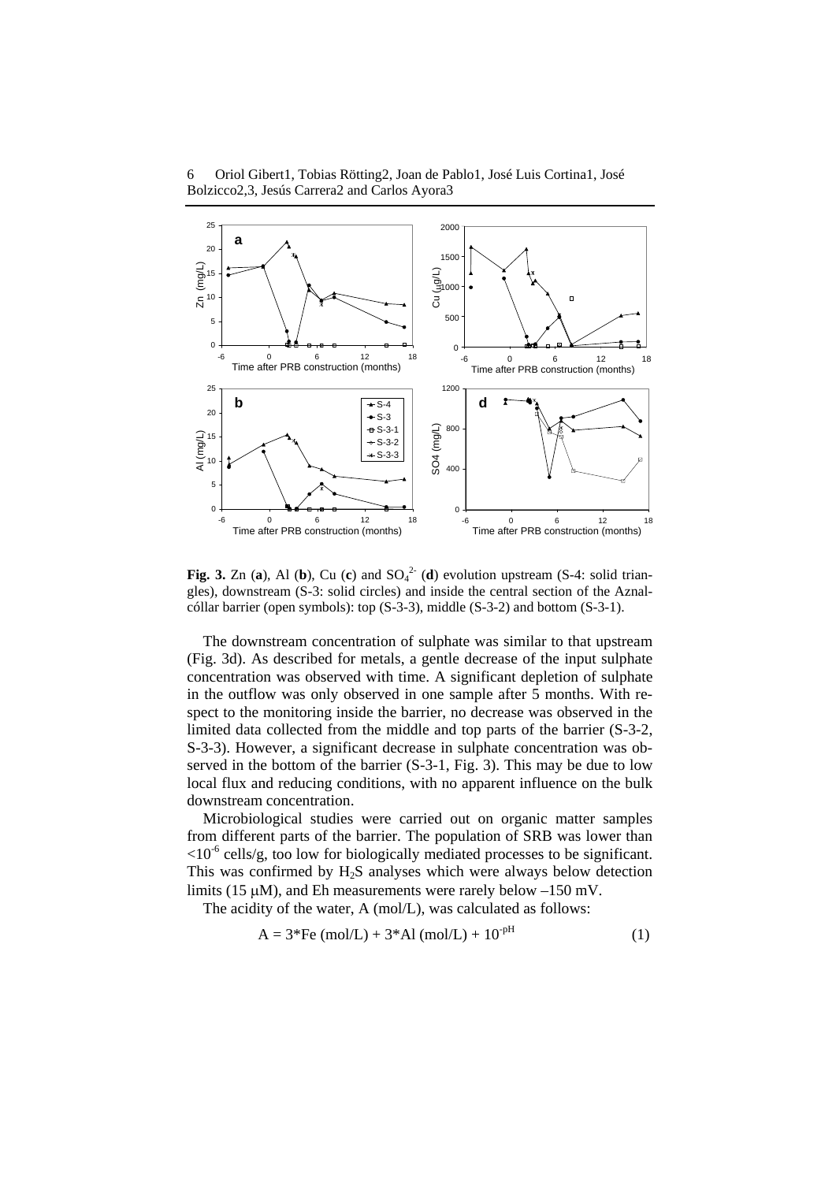**Fig. 3.** Zn (**a**), Al (**b**), Cu (**c**) and $SO_4^{2-}$ (**d**) evolution upstream (S-4: solid triangles), downstream (S-3: solid circles) and inside the central section of the Aznalcóllar barrier (open symbols): top (S-3-3), middle (S-3-2) and bottom (S-3-1).

The downstream concentration of sulphate was similar to that upstream (Fig. 3d). As described for metals, a gentle decrease of the input sulphate concentration was observed with time. A significant depletion of sulphate in the outflow was only observed in one sample after 5 months. With respect to the monitoring inside the barrier, no decrease was observed in the limited data collected from the middle and top parts of the barrier (S-3-2, S-3-3). However, a significant decrease in sulphate concentration was observed in the bottom of the barrier (S-3-1, Fig. 3). This may be due to low local flux and reducing conditions, with no apparent influence on the bulk downstream concentration.

Microbiological studies were carried out on organic matter samples from different parts of the barrier. The population of SRB was lower than $<10^{-6}$ cells/g, too low for biologically mediated processes to be significant. This was confirmed by $H_2S$ analyses which were always below detection limits (15 μM), and Eh measurements were rarely below –150 mV.

The acidity of the water, A (mol/L), was calculated as follows:

$$A = 3*Fe\ (mol/L) + 3*Al\ (mol/L) + 10^{-pH} \tag{1}$$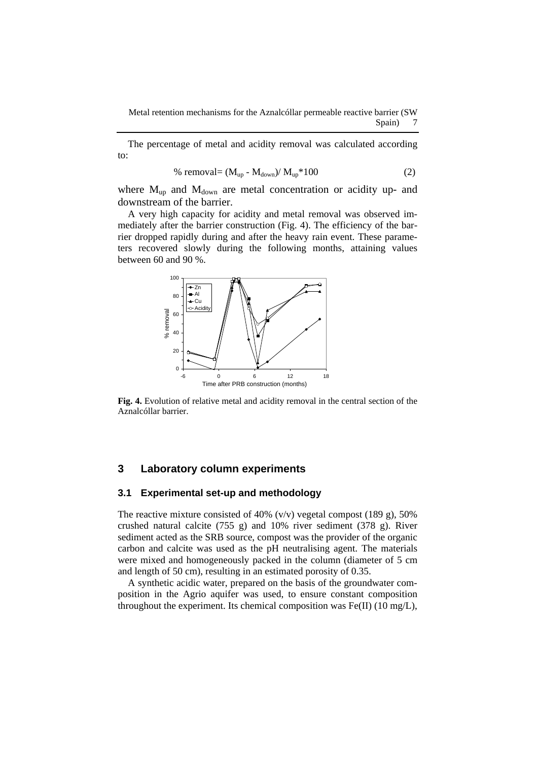The percentage of metal and acidity removal was calculated according to:

$$\% \text{ removal} = (M_{up} - M_{down}) / M_{up} * 100 \qquad (2)$$

where $M_{up}$ and $M_{down}$ are metal concentration or acidity up- and downstream of the barrier.

A very high capacity for acidity and metal removal was observed immediately after the barrier construction (Fig. 4). The efficiency of the barrier dropped rapidly during and after the heavy rain event. These parameters recovered slowly during the following months, attaining values between 60 and 90 %.

**Fig. 4.** Evolution of relative metal and acidity removal in the central section of the Aznalcóllar barrier.

## 3 Laboratory column experiments

### 3.1 Experimental set-up and methodology

The reactive mixture consisted of 40% (v/v) vegetal compost (189 g), 50% crushed natural calcite (755 g) and 10% river sediment (378 g). River sediment acted as the SRB source, compost was the provider of the organic carbon and calcite was used as the pH neutralising agent. The materials were mixed and homogeneously packed in the column (diameter of 5 cm and length of 50 cm), resulting in an estimated porosity of 0.35.

A synthetic acidic water, prepared on the basis of the groundwater composition in the Agrio aquifer was used, to ensure constant composition throughout the experiment. Its chemical composition was Fe(II) (10 mg/L),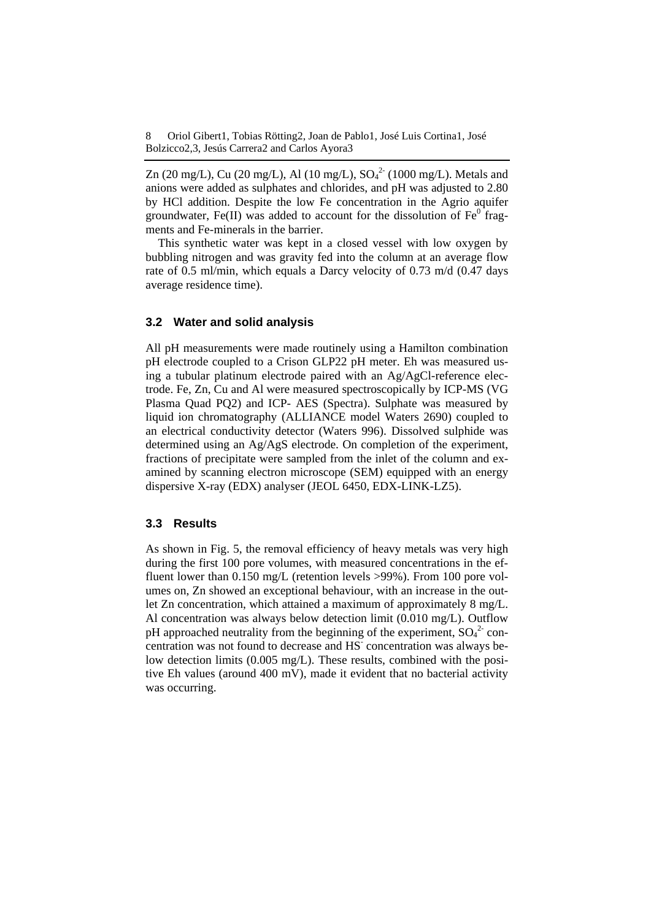Zn (20 mg/L), Cu (20 mg/L), Al (10 mg/L), $SO_4^{2-}$ (1000 mg/L). Metals and anions were added as sulphates and chlorides, and pH was adjusted to 2.80 by HCl addition. Despite the low Fe concentration in the Agrio aquifer groundwater, Fe(II) was added to account for the dissolution of $Fe^0$ fragments and Fe-minerals in the barrier.

This synthetic water was kept in a closed vessel with low oxygen by bubbling nitrogen and was gravity fed into the column at an average flow rate of 0.5 ml/min, which equals a Darcy velocity of 0.73 m/d (0.47 days average residence time).

### 3.2 Water and solid analysis

All pH measurements were made routinely using a Hamilton combination pH electrode coupled to a Crison GLP22 pH meter. Eh was measured using a tubular platinum electrode paired with an Ag/AgCl-reference electrode. Fe, Zn, Cu and Al were measured spectroscopically by ICP-MS (VG Plasma Quad PQ2) and ICP- AES (Spectra). Sulphate was measured by liquid ion chromatography (ALLIANCE model Waters 2690) coupled to an electrical conductivity detector (Waters 996). Dissolved sulphide was determined using an Ag/AgS electrode. On completion of the experiment, fractions of precipitate were sampled from the inlet of the column and examined by scanning electron microscope (SEM) equipped with an energy dispersive X-ray (EDX) analyser (JEOL 6450, EDX-LINK-LZ5).

### 3.3 Results

As shown in Fig. 5, the removal efficiency of heavy metals was very high during the first 100 pore volumes, with measured concentrations in the effluent lower than 0.150 mg/L (retention levels >99%). From 100 pore volumes on, Zn showed an exceptional behaviour, with an increase in the outlet Zn concentration, which attained a maximum of approximately 8 mg/L. Al concentration was always below detection limit (0.010 mg/L). Outflow pH approached neutrality from the beginning of the experiment, $SO_4^{2-}$ concentration was not found to decrease and $HS^-$ concentration was always below detection limits (0.005 mg/L). These results, combined with the positive Eh values (around 400 mV), made it evident that no bacterial activity was occurring.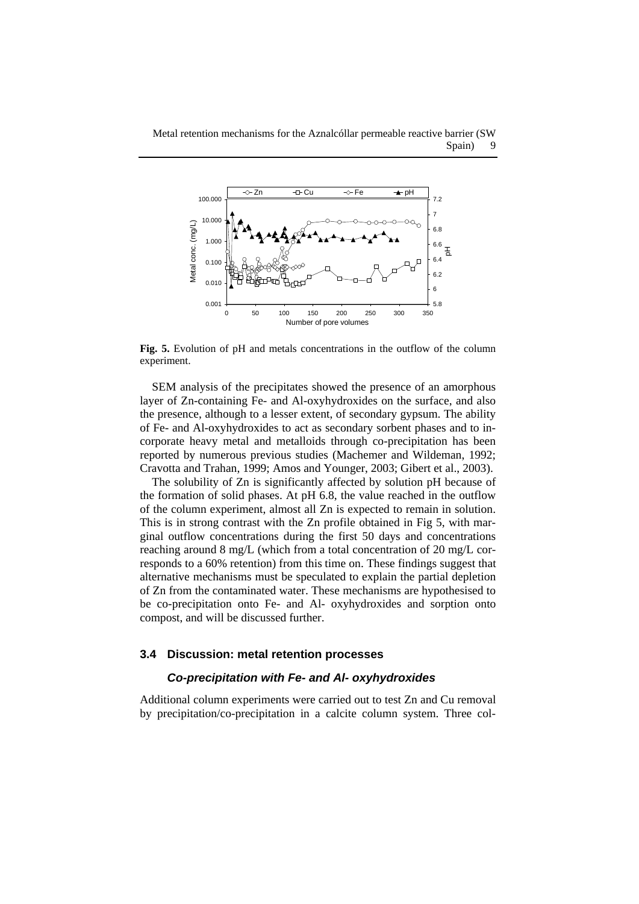**Fig. 5.** Evolution of pH and metals concentrations in the outflow of the column experiment.

SEM analysis of the precipitates showed the presence of an amorphous layer of Zn-containing Fe- and Al-oxyhydroxides on the surface, and also the presence, although to a lesser extent, of secondary gypsum. The ability of Fe- and Al-oxyhydroxides to act as secondary sorbent phases and to incorporate heavy metal and metalloids through co-precipitation has been reported by numerous previous studies (Machemer and Wildeman, 1992; Cravotta and Trahan, 1999; Amos and Younger, 2003; Gibert et al., 2003).

The solubility of Zn is significantly affected by solution pH because of the formation of solid phases. At pH 6.8, the value reached in the outflow of the column experiment, almost all Zn is expected to remain in solution. This is in strong contrast with the Zn profile obtained in Fig 5, with marginal outflow concentrations during the first 50 days and concentrations reaching around 8 mg/L (which from a total concentration of 20 mg/L corresponds to a 60% retention) from this time on. These findings suggest that alternative mechanisms must be speculated to explain the partial depletion of Zn from the contaminated water. These mechanisms are hypothesised to be co-precipitation onto Fe- and Al- oxyhydroxides and sorption onto compost, and will be discussed further.

### 3.4 Discussion: metal retention processes

#### *Co-precipitation with Fe- and Al- oxyhydroxides*

Additional column experiments were carried out to test Zn and Cu removal by precipitation/co-precipitation in a calcite column system. Three col-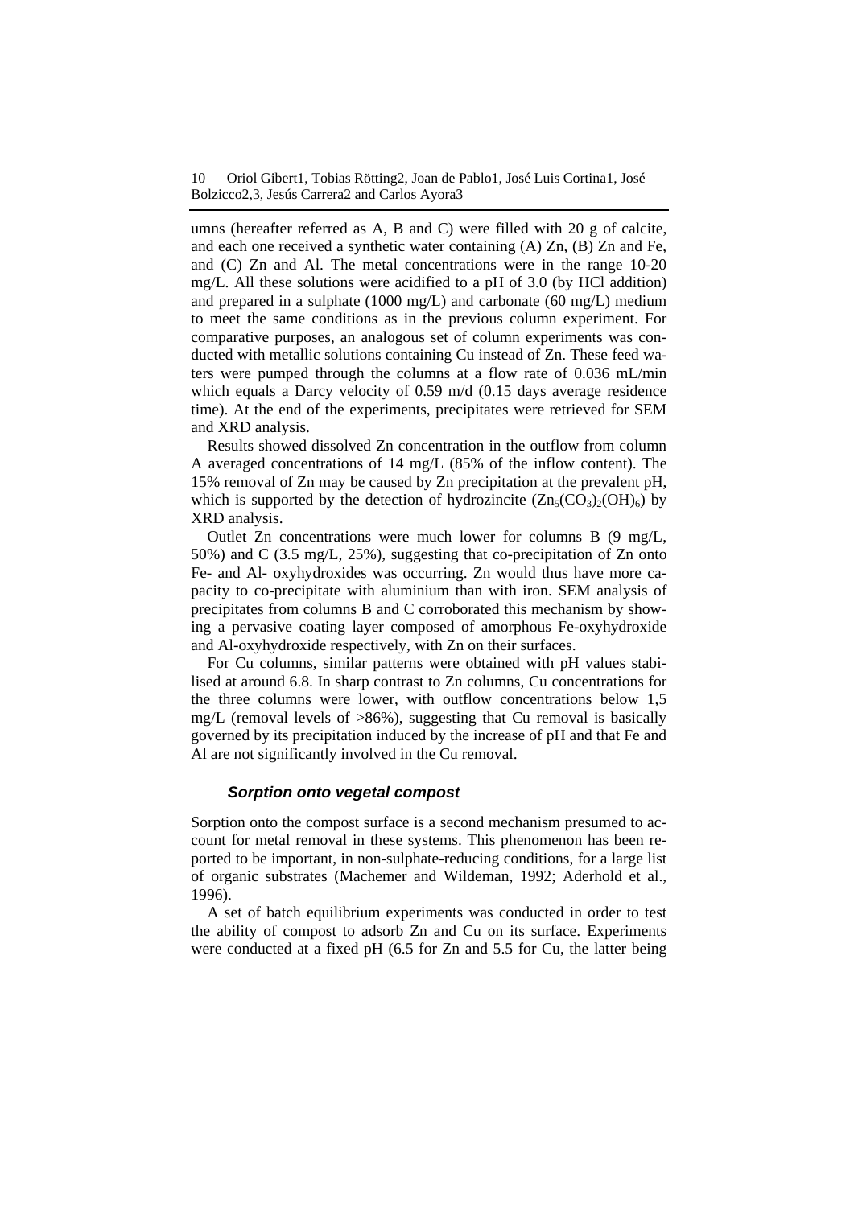umns (hereafter referred as A, B and C) were filled with 20 g of calcite, and each one received a synthetic water containing (A) Zn, (B) Zn and Fe, and (C) Zn and Al. The metal concentrations were in the range 10-20 mg/L. All these solutions were acidified to a pH of 3.0 (by HCl addition) and prepared in a sulphate (1000 mg/L) and carbonate (60 mg/L) medium to meet the same conditions as in the previous column experiment. For comparative purposes, an analogous set of column experiments was conducted with metallic solutions containing Cu instead of Zn. These feed waters were pumped through the columns at a flow rate of 0.036 mL/min which equals a Darcy velocity of 0.59 m/d (0.15 days average residence time). At the end of the experiments, precipitates were retrieved for SEM and XRD analysis.

Results showed dissolved Zn concentration in the outflow from column A averaged concentrations of 14 mg/L (85% of the inflow content). The 15% removal of Zn may be caused by Zn precipitation at the prevalent pH, which is supported by the detection of hydrozincite ($Zn_5(CO_3)_2(OH)_6$) by XRD analysis.

Outlet Zn concentrations were much lower for columns B (9 mg/L, 50%) and C (3.5 mg/L, 25%), suggesting that co-precipitation of Zn onto Fe- and Al- oxyhydroxides was occurring. Zn would thus have more capacity to co-precipitate with aluminium than with iron. SEM analysis of precipitates from columns B and C corroborated this mechanism by showing a pervasive coating layer composed of amorphous Fe-oxyhydroxide and Al-oxyhydroxide respectively, with Zn on their surfaces.

For Cu columns, similar patterns were obtained with pH values stabilised at around 6.8. In sharp contrast to Zn columns, Cu concentrations for the three columns were lower, with outflow concentrations below 1,5 mg/L (removal levels of >86%), suggesting that Cu removal is basically governed by its precipitation induced by the increase of pH and that Fe and Al are not significantly involved in the Cu removal.

### *Sorption onto vegetal compost*

Sorption onto the compost surface is a second mechanism presumed to account for metal removal in these systems. This phenomenon has been reported to be important, in non-sulphate-reducing conditions, for a large list of organic substrates (Machemer and Wildeman, 1992; Aderhold et al., 1996).

A set of batch equilibrium experiments was conducted in order to test the ability of compost to adsorb Zn and Cu on its surface. Experiments were conducted at a fixed pH (6.5 for Zn and 5.5 for Cu, the latter being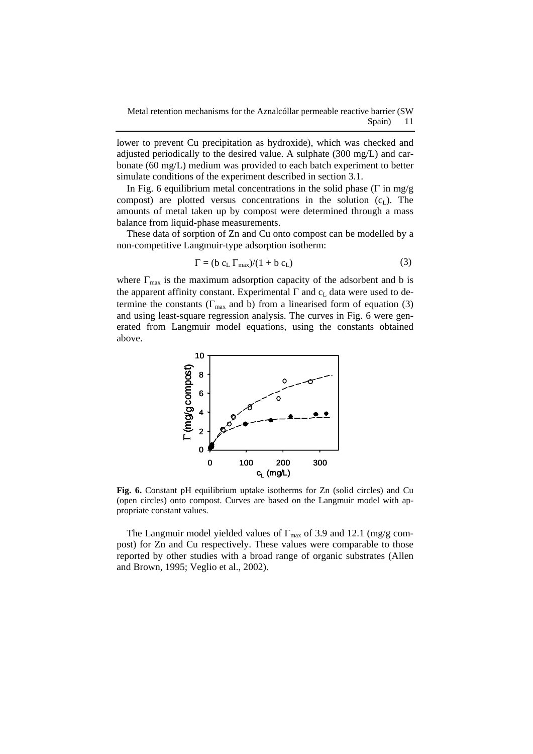lower to prevent Cu precipitation as hydroxide), which was checked and adjusted periodically to the desired value. A sulphate (300 mg/L) and carbonate (60 mg/L) medium was provided to each batch experiment to better simulate conditions of the experiment described in section 3.1.

In Fig. 6 equilibrium metal concentrations in the solid phase ($\Gamma$ in mg/g compost) are plotted versus concentrations in the solution ($c_L$). The amounts of metal taken up by compost were determined through a mass balance from liquid-phase measurements.

These data of sorption of Zn and Cu onto compost can be modelled by a non-competitive Langmuir-type adsorption isotherm:

$$\Gamma = (b\, c_L\, \Gamma_{max})/(1 + b\, c_L) \tag{3}$$

where $\Gamma_{max}$ is the maximum adsorption capacity of the adsorbent and b is the apparent affinity constant. Experimental $\Gamma$ and $c_L$ data were used to determine the constants ($\Gamma_{max}$ and b) from a linearised form of equation (3) and using least-square regression analysis. The curves in Fig. 6 were generated from Langmuir model equations, using the constants obtained above.

**Fig. 6.** Constant pH equilibrium uptake isotherms for Zn (solid circles) and Cu (open circles) onto compost. Curves are based on the Langmuir model with appropriate constant values.

The Langmuir model yielded values of $\Gamma_{max}$ of 3.9 and 12.1 (mg/g compost) for Zn and Cu respectively. These values were comparable to those reported by other studies with a broad range of organic substrates (Allen and Brown, 1995; Veglio et al., 2002).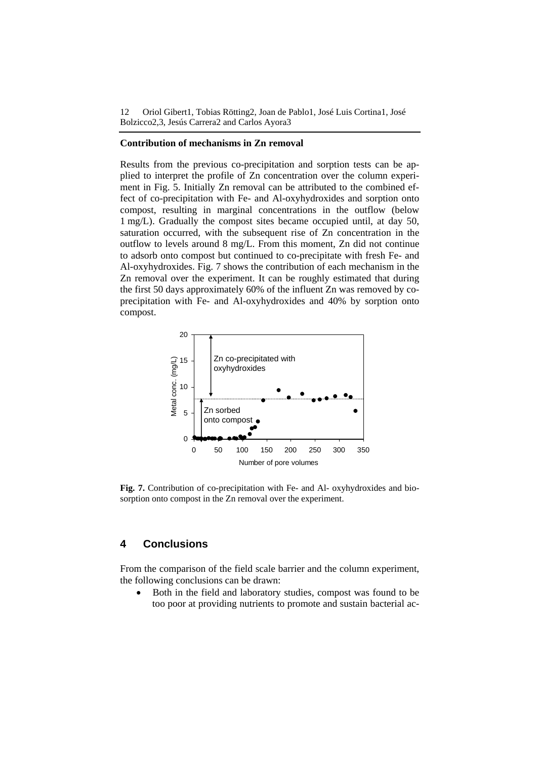### Contribution of mechanisms in Zn removal

Results from the previous co-precipitation and sorption tests can be applied to interpret the profile of Zn concentration over the column experiment in Fig. 5. Initially Zn removal can be attributed to the combined effect of co-precipitation with Fe- and Al-oxyhydroxides and sorption onto compost, resulting in marginal concentrations in the outflow (below 1 mg/L). Gradually the compost sites became occupied until, at day 50, saturation occurred, with the subsequent rise of Zn concentration in the outflow to levels around 8 mg/L. From this moment, Zn did not continue to adsorb onto compost but continued to co-precipitate with fresh Fe- and Al-oxyhydroxides. Fig. 7 shows the contribution of each mechanism in the Zn removal over the experiment. It can be roughly estimated that during the first 50 days approximately 60% of the influent Zn was removed by co-precipitation with Fe- and Al-oxyhydroxides and 40% by sorption onto compost.

**Fig. 7.** Contribution of co-precipitation with Fe- and Al- oxyhydroxides and bio-sorption onto compost in the Zn removal over the experiment.

## 4 Conclusions

From the comparison of the field scale barrier and the column experiment, the following conclusions can be drawn:

- Both in the field and laboratory studies, compost was found to be too poor at providing nutrients to promote and sustain bacterial ac-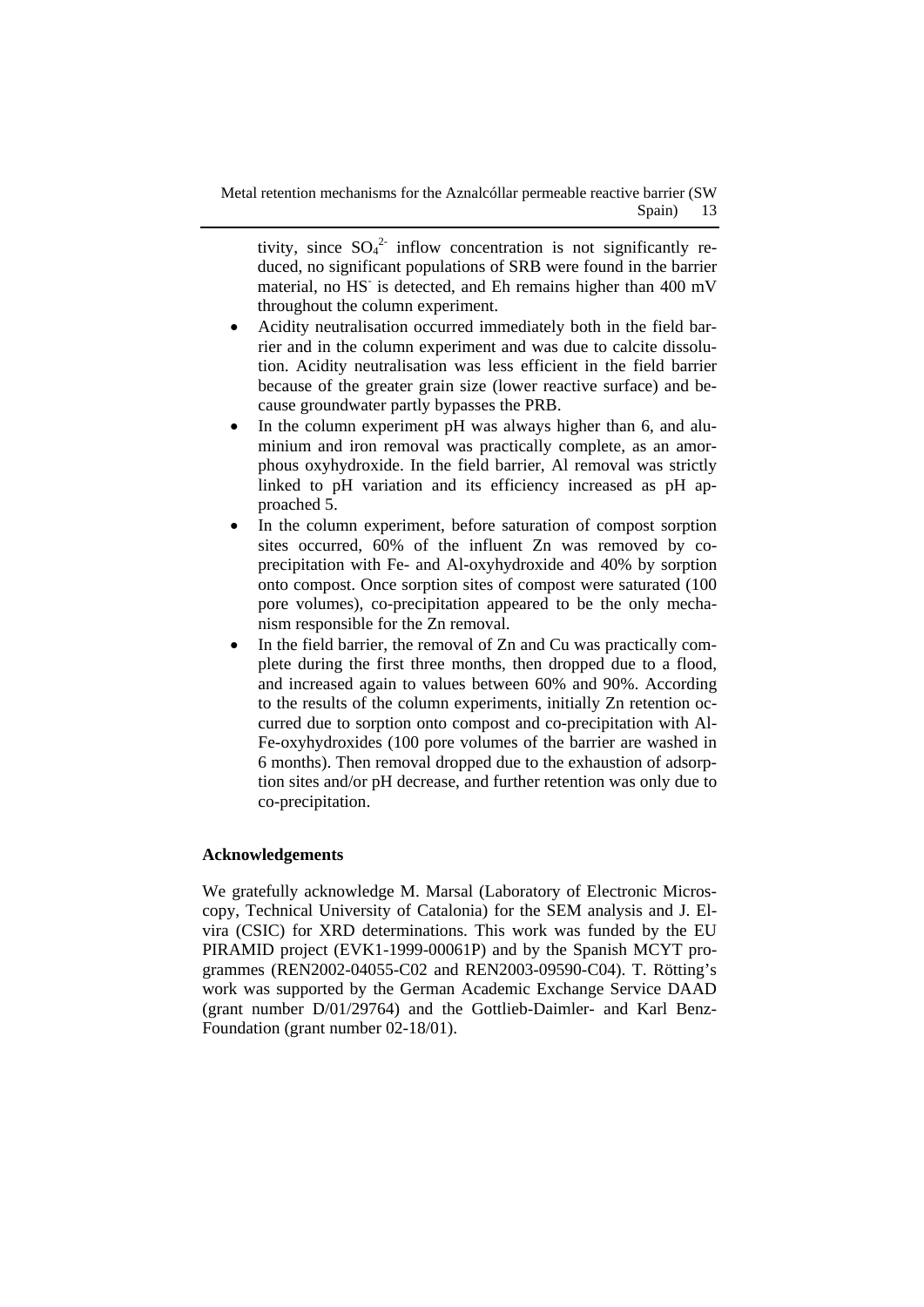tivity, since $SO_4^{2-}$ inflow concentration is not significantly reduced, no significant populations of SRB were found in the barrier material, no $HS^-$ is detected, and Eh remains higher than 400 mV throughout the column experiment.

- Acidity neutralisation occurred immediately both in the field barrier and in the column experiment and was due to calcite dissolution. Acidity neutralisation was less efficient in the field barrier because of the greater grain size (lower reactive surface) and because groundwater partly bypasses the PRB.
- In the column experiment pH was always higher than 6, and aluminium and iron removal was practically complete, as an amorphous oxyhydroxide. In the field barrier, Al removal was strictly linked to pH variation and its efficiency increased as pH approached 5.
- In the column experiment, before saturation of compost sorption sites occurred, 60% of the influent Zn was removed by co-precipitation with Fe- and Al-oxyhydroxide and 40% by sorption onto compost. Once sorption sites of compost were saturated (100 pore volumes), co-precipitation appeared to be the only mechanism responsible for the Zn removal.
- In the field barrier, the removal of Zn and Cu was practically complete during the first three months, then dropped due to a flood, and increased again to values between 60% and 90%. According to the results of the column experiments, initially Zn retention occurred due to sorption onto compost and co-precipitation with Al-Fe-oxyhydroxides (100 pore volumes of the barrier are washed in 6 months). Then removal dropped due to the exhaustion of adsorption sites and/or pH decrease, and further retention was only due to co-precipitation.

## Acknowledgements

We gratefully acknowledge M. Marsal (Laboratory of Electronic Microscopy, Technical University of Catalonia) for the SEM analysis and J. Elvira (CSIC) for XRD determinations. This work was funded by the EU PIRAMID project (EVK1-1999-00061P) and by the Spanish MCYT programmes (REN2002-04055-C02 and REN2003-09590-C04). T. Rötting's work was supported by the German Academic Exchange Service DAAD (grant number D/01/29764) and the Gottlieb-Daimler- and Karl Benz-Foundation (grant number 02-18/01).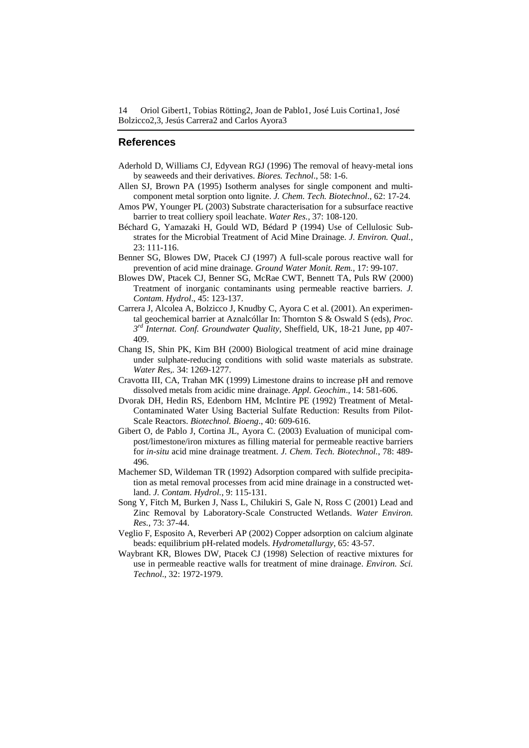## References

Aderhold D, Williams CJ, Edyvean RGJ (1996) The removal of heavy-metal ions by seaweeds and their derivatives. *Biores. Technol*., 58: 1-6.

Allen SJ, Brown PA (1995) Isotherm analyses for single component and multi-component metal sorption onto lignite. *J. Chem. Tech. Biotechnol*., 62: 17-24.

Amos PW, Younger PL (2003) Substrate characterisation for a subsurface reactive barrier to treat colliery spoil leachate. *Water Res.,* 37: 108-120.

Béchard G, Yamazaki H, Gould WD, Bédard P (1994) Use of Cellulosic Substrates for the Microbial Treatment of Acid Mine Drainage. *J. Environ. Qual.*, 23: 111-116.

Benner SG, Blowes DW, Ptacek CJ (1997) A full-scale porous reactive wall for prevention of acid mine drainage. *Ground Water Monit. Rem.,* 17: 99-107.

Blowes DW, Ptacek CJ, Benner SG, McRae CWT, Bennett TA, Puls RW (2000) Treatment of inorganic contaminants using permeable reactive barriers. *J. Contam. Hydrol*., 45: 123-137.

Carrera J, Alcolea A, Bolzicco J, Knudby C, Ayora C et al. (2001). An experimental geochemical barrier at Aznalcóllar In: Thornton S & Oswald S (eds), *Proc. 3rd Internat. Conf. Groundwater Quality*, Sheffield, UK, 18-21 June, pp 407-409.

Chang IS, Shin PK, Kim BH (2000) Biological treatment of acid mine drainage under sulphate-reducing conditions with solid waste materials as substrate. *Water Res,*. 34: 1269-1277.

Cravotta III, CA, Trahan MK (1999) Limestone drains to increase pH and remove dissolved metals from acidic mine drainage. *Appl. Geochim*., 14: 581-606.

Dvorak DH, Hedin RS, Edenborn HM, McIntire PE (1992) Treatment of Metal-Contaminated Water Using Bacterial Sulfate Reduction: Results from Pilot-Scale Reactors. *Biotechnol. Bioeng*., 40: 609-616.

Gibert O, de Pablo J, Cortina JL, Ayora C. (2003) Evaluation of municipal compost/limestone/iron mixtures as filling material for permeable reactive barriers for *in-situ* acid mine drainage treatment. *J. Chem. Tech. Biotechnol.*, 78: 489-496.

Machemer SD, Wildeman TR (1992) Adsorption compared with sulfide precipitation as metal removal processes from acid mine drainage in a constructed wetland. *J. Contam. Hydrol.*, 9: 115-131.

Song Y, Fitch M, Burken J, Nass L, Chilukiri S, Gale N, Ross C (2001) Lead and Zinc Removal by Laboratory-Scale Constructed Wetlands. *Water Environ. Res.,* 73: 37-44.

Veglio F, Esposito A, Reverberi AP (2002) Copper adsorption on calcium alginate beads: equilibrium pH-related models. *Hydrometallurgy*, 65: 43-57.

Waybrant KR, Blowes DW, Ptacek CJ (1998) Selection of reactive mixtures for use in permeable reactive walls for treatment of mine drainage. *Environ. Sci. Technol*., 32: 1972-1979.